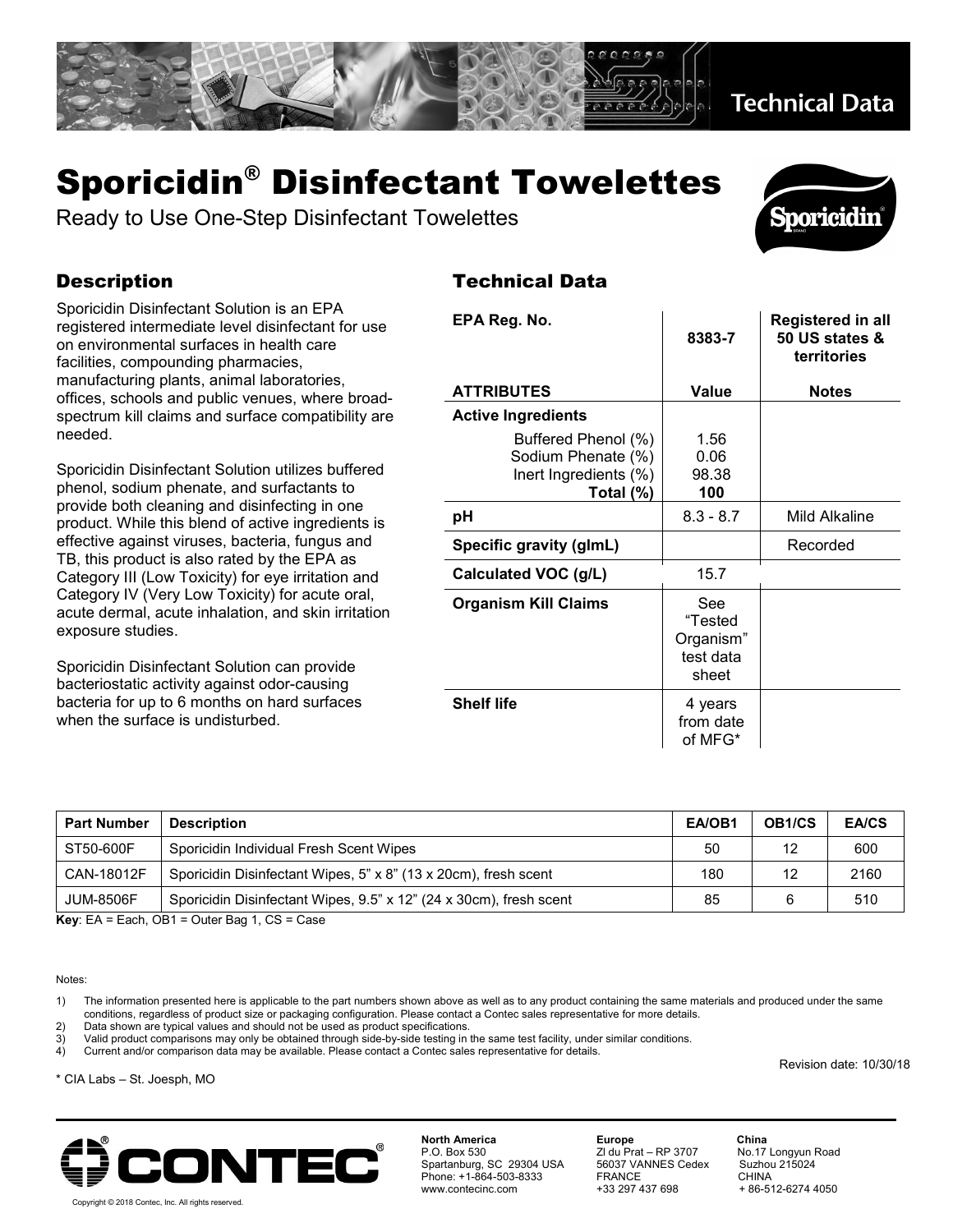Technical Data

# Sporicidin® Disinfectant Towelettes

Ready to Use One-Step Disinfectant Towelettes

## Description

Sporicidin Disinfectant Solution is an EPA registered intermediate level disinfectant for use on environmental surfaces in health care facilities, compounding pharmacies, manufacturing plants, animal laboratories, offices, schools and public venues, where broad-spectrum kill claims and surface compatibility are needed.

Sporicidin Disinfectant Solution utilizes buffered phenol, sodium phenate, and surfactants to provide both cleaning and disinfecting in one product. While this blend of active ingredients is effective against viruses, bacteria, fungus and TB, this product is also rated by the EPA as Category III (Low Toxicity) for eye irritation and Category IV (Very Low Toxicity) for acute oral, acute dermal, acute inhalation, and skin irritation exposure studies.

Sporicidin Disinfectant Solution can provide bacteriostatic activity against odor-causing bacteria for up to 6 months on hard surfaces when the surface is undisturbed.

## Technical Data

| EPA Reg. No. | 8383-7 | Registered in all 50 US states & territories |
|---|---|---|
| **ATTRIBUTES** | **Value** | **Notes** |
| **Active Ingredients** | | |
| Buffered Phenol (%) | 1.56 | |
| Sodium Phenate (%) | 0.06 | |
| Inert Ingredients (%) | 98.38 | |
| **Total (%)** | **100** | |
| **pH** | 8.3 - 8.7 | Mild Alkaline |
| **Specific gravity (glmL)** | | Recorded |
| **Calculated VOC (g/L)** | 15.7 | |
| **Organism Kill Claims** | See "Tested Organism" test data sheet | |
| **Shelf life** | 4 years from date of MFG* | |

| Part Number | Description | EA/OB1 | OB1/CS | EA/CS |
|---|---|---|---|---|
| ST50-600F | Sporicidin Individual Fresh Scent Wipes | 50 | 12 | 600 |
| CAN-18012F | Sporicidin Disinfectant Wipes, 5" x 8" (13 x 20cm), fresh scent | 180 | 12 | 2160 |
| JUM-8506F | Sporicidin Disinfectant Wipes, 9.5" x 12" (24 x 30cm), fresh scent | 85 | 6 | 510 |

**Key**: EA = Each, OB1 = Outer Bag 1, CS = Case

Notes:

1) The information presented here is applicable to the part numbers shown above as well as to any product containing the same materials and produced under the same conditions, regardless of product size or packaging configuration. Please contact a Contec sales representative for more details.
2) Data shown are typical values and should not be used as product specifications.
3) Valid product comparisons may only be obtained through side-by-side testing in the same test facility, under similar conditions.
4) Current and/or comparison data may be available. Please contact a Contec sales representative for details.

Revision date: 10/30/18

\* CIA Labs – St. Joesph, MO

**North America**
P.O. Box 530
Spartanburg, SC 29304 USA
Phone: +1-864-503-8333
www.contecinc.com

**Europe**
ZI du Prat – RP 3707
56037 VANNES Cedex
FRANCE
+33 297 437 698

**China**
No.17 Longyun Road
Suzhou 215024
CHINA
+ 86-512-6274 4050

Copyright © 2018 Contec, Inc. All rights reserved.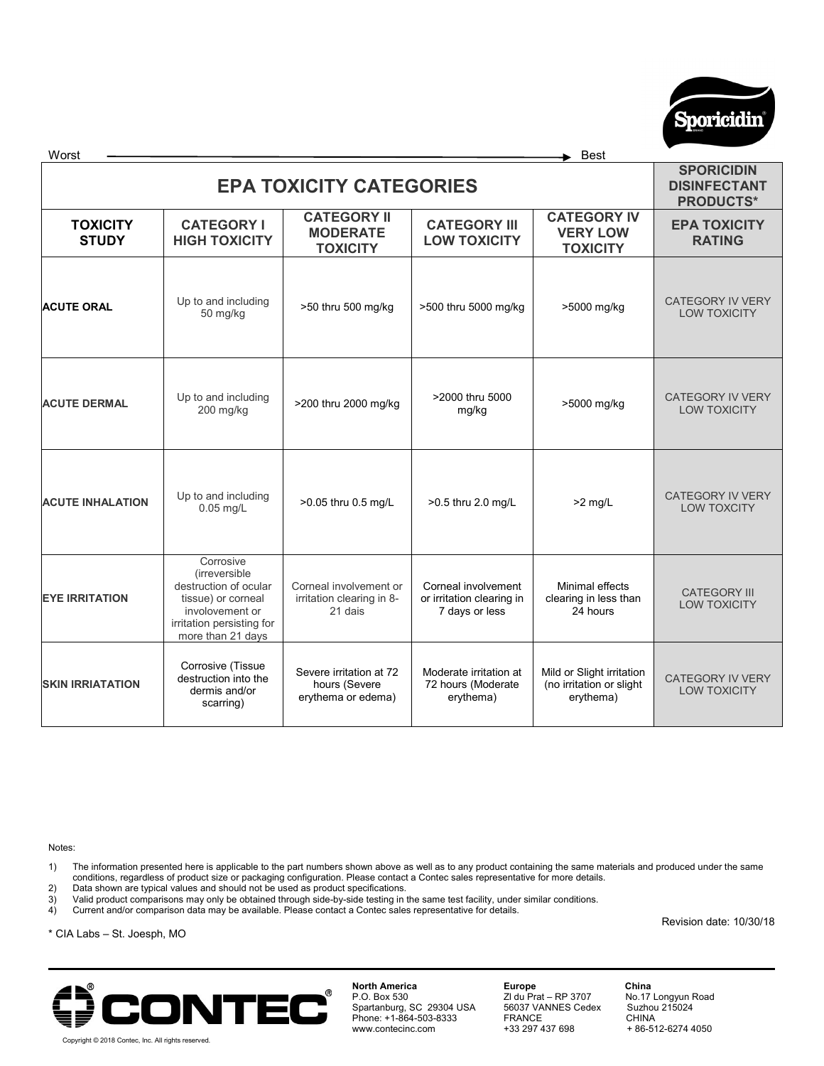Worst ——————————————————————————→ Best

| EPA TOXICITY CATEGORIES | | | | | SPORICIDIN DISINFECTANT PRODUCTS* |
|---|---|---|---|---|---|
| **TOXICITY STUDY** | **CATEGORY I HIGH TOXICITY** | **CATEGORY II MODERATE TOXICITY** | **CATEGORY III LOW TOXICITY** | **CATEGORY IV VERY LOW TOXICITY** | **EPA TOXICITY RATING** |
| **ACUTE ORAL** | Up to and including 50 mg/kg | >50 thru 500 mg/kg | >500 thru 5000 mg/kg | >5000 mg/kg | CATEGORY IV VERY LOW TOXICITY |
| **ACUTE DERMAL** | Up to and including 200 mg/kg | >200 thru 2000 mg/kg | >2000 thru 5000 mg/kg | >5000 mg/kg | CATEGORY IV VERY LOW TOXICITY |
| **ACUTE INHALATION** | Up to and including 0.05 mg/L | >0.05 thru 0.5 mg/L | >0.5 thru 2.0 mg/L | >2 mg/L | CATEGORY IV VERY LOW TOXCITY |
| **EYE IRRITATION** | Corrosive (irreversible destruction of ocular tissue) or corneal involvement or irritation persisting for more than 21 days | Corneal involvement or irritation clearing in 8-21 dais | Corneal involvement or irritation clearing in 7 days or less | Minimal effects clearing in less than 24 hours | CATEGORY III LOW TOXICITY |
| **SKIN IRRIATATION** | Corrosive (Tissue destruction into the dermis and/or scarring) | Severe irritation at 72 hours (Severe erythema or edema) | Moderate irritation at 72 hours (Moderate erythema) | Mild or Slight irritation (no irritation or slight erythema) | CATEGORY IV VERY LOW TOXICITY |

Notes:

1) The information presented here is applicable to the part numbers shown above as well as to any product containing the same materials and produced under the same conditions, regardless of product size or packaging configuration. Please contact a Contec sales representative for more details.
2) Data shown are typical values and should not be used as product specifications.
3) Valid product comparisons may only be obtained through side-by-side testing in the same test facility, under similar conditions.
4) Current and/or comparison data may be available. Please contact a Contec sales representative for details.

Revision date: 10/30/18

\* CIA Labs – St. Joesph, MO

**North America**
P.O. Box 530
Spartanburg, SC 29304 USA
Phone: +1-864-503-8333
www.contecinc.com

**Europe**
ZI du Prat – RP 3707
56037 VANNES Cedex
FRANCE
+33 297 437 698

**China**
No.17 Longyun Road
Suzhou 215024
CHINA
+ 86-512-6274 4050

Copyright © 2018 Contec, Inc. All rights reserved.